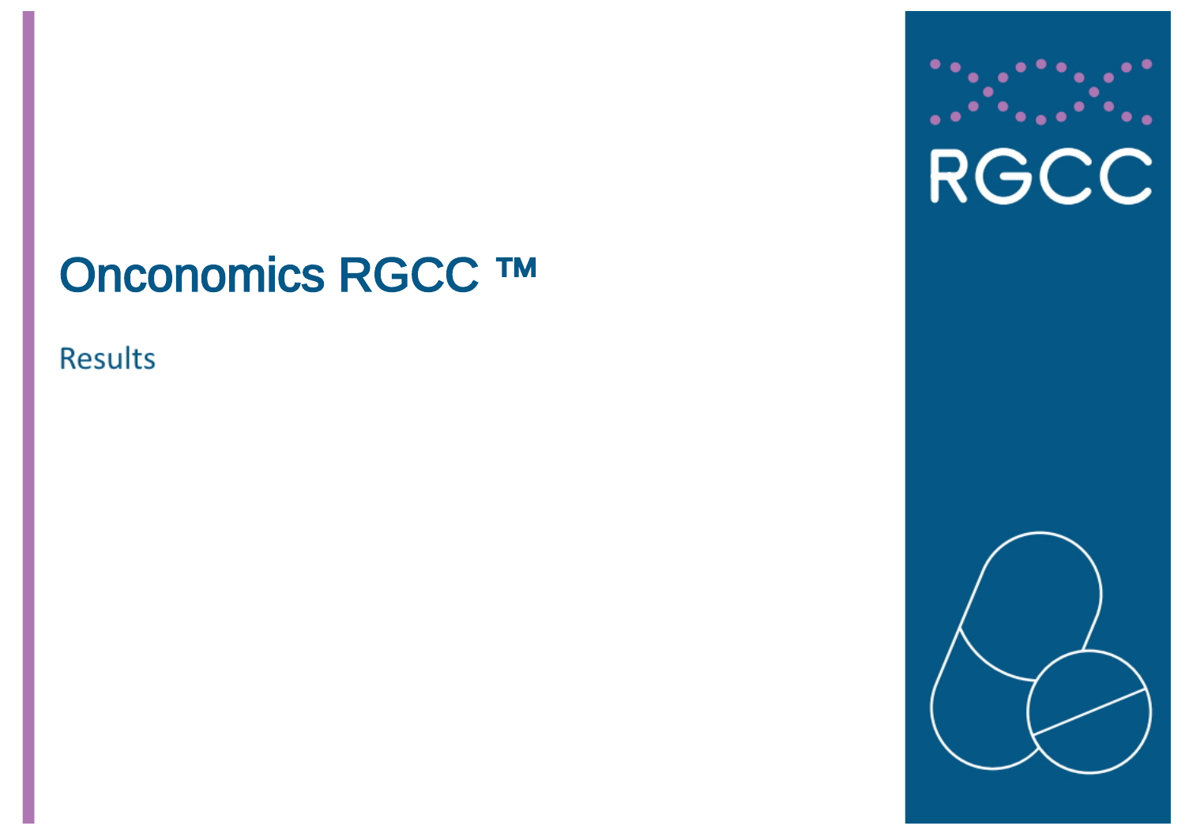# Onconomics RGCC ™

Results

RGCC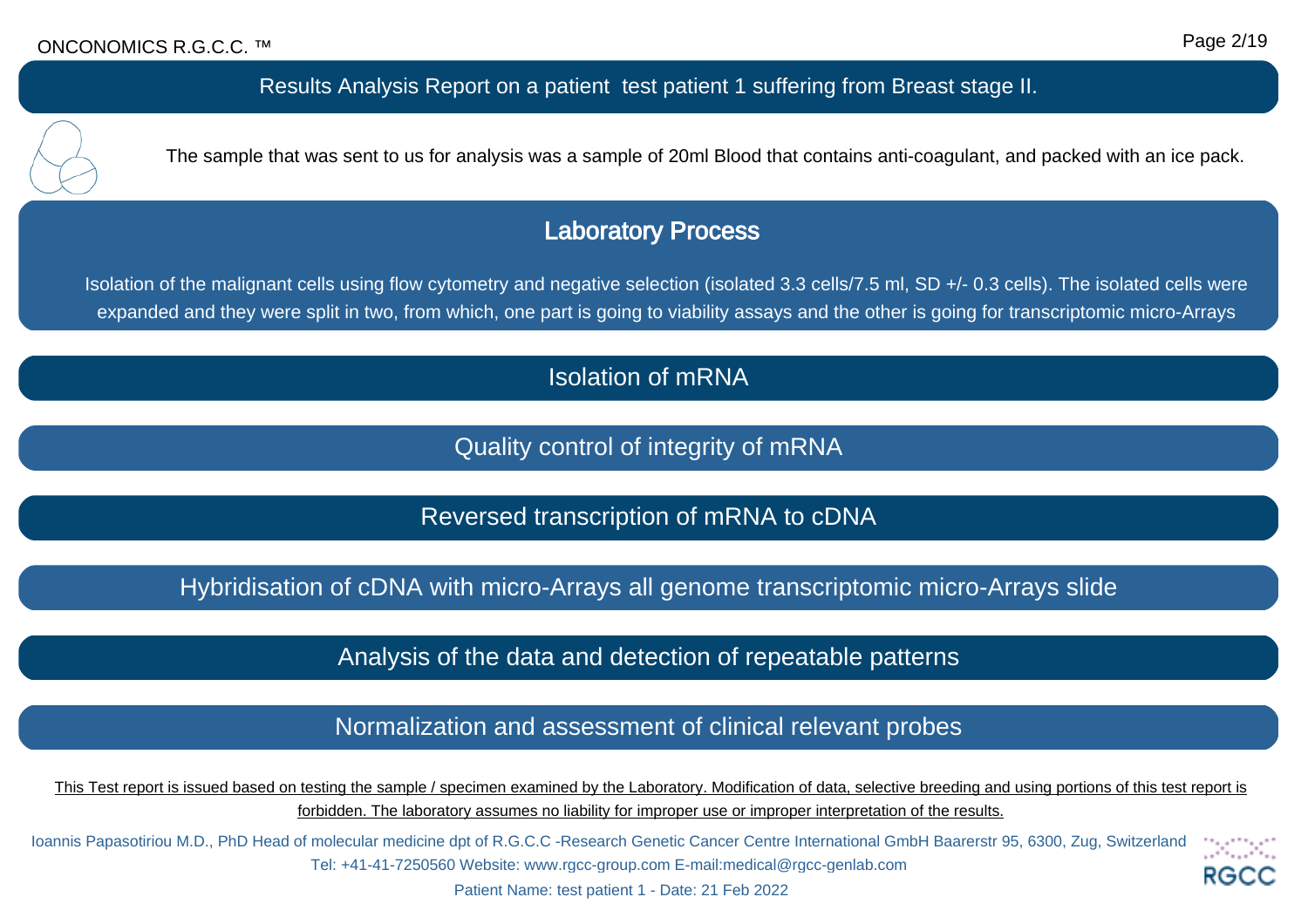## Results Analysis Report on a patient test patient 1 suffering from Breast stage II.

The sample that was sent to us for analysis was a sample of 20ml Blood that contains anti-coagulant, and packed with an ice pack.

## Laboratory Process

Isolation of the malignant cells using flow cytometry and negative selection (isolated 3.3 cells/7.5 ml, SD +/- 0.3 cells). The isolated cells were expanded and they were split in two, from which, one part is going to viability assays and the other is going for transcriptomic micro-Arrays

### Isolation of mRNA

### Quality control of integrity of mRNA

### Reversed transcription of mRNA to cDNA

### Hybridisation of cDNA with micro-Arrays all genome transcriptomic micro-Arrays slide

### Analysis of the data and detection of repeatable patterns

### Normalization and assessment of clinical relevant probes

This Test report is issued based on testing the sample / specimen examined by the Laboratory. Modification of data, selective breeding and using portions of this test report is forbidden. The laboratory assumes no liability for improper use or improper interpretation of the results.

Ioannis Papasotiriou M.D., PhD Head of molecular medicine dpt of R.G.C.C -Research Genetic Cancer Centre International GmbH Baarerstr 95, 6300, Zug, Switzerland
Tel: +41-41-7250560 Website: www.rgcc-group.com E-mail:medical@rgcc-genlab.com
Patient Name: test patient 1 - Date: 21 Feb 2022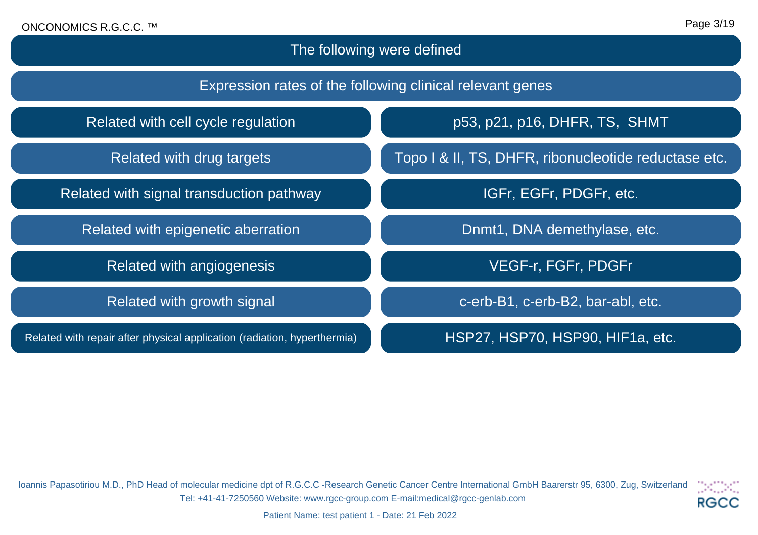## The following were defined

### Expression rates of the following clinical relevant genes

| Category | Genes |
|---|---|
| Related with cell cycle regulation | p53, p21, p16, DHFR, TS, SHMT |
| Related with drug targets | Topo I & II, TS, DHFR, ribonucleotide reductase etc. |
| Related with signal transduction pathway | IGFr, EGFr, PDGFr, etc. |
| Related with epigenetic aberration | Dnmt1, DNA demethylase, etc. |
| Related with angiogenesis | VEGF-r, FGFr, PDGFr |
| Related with growth signal | c-erb-B1, c-erb-B2, bar-abl, etc. |
| Related with repair after physical application (radiation, hyperthermia) | HSP27, HSP70, HSP90, HIF1a, etc. |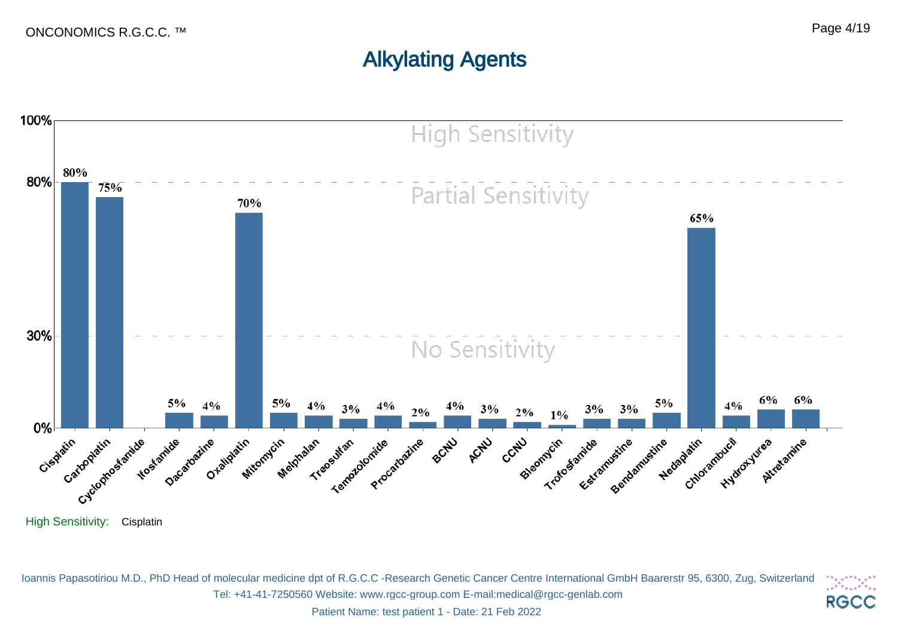# Alkylating Agents

| Agent | Sensitivity |
|---|---|
| Cisplatin | 80% |
| Carboplatin | 75% |
| Cyclophosfamide | |
| Ifosfamide | 5% |
| Dacarbazine | 4% |
| Oxaliplatin | 70% |
| Mitomycin | 5% |
| Melphalan | 4% |
| Treosulfan | 3% |
| Temozolomide | 4% |
| Procarbazine | 2% |
| BCNU | 4% |
| ACNU | 3% |
| CCNU | 2% |
| Bleomycin | 1% |
| Trofosfamide | 3% |
| Estramustine | 3% |
| Bendamustine | 5% |
| Nedaplatin | 65% |
| Chlorambucil | 4% |
| Hydroxyurea | 6% |
| Altretamine | 6% |

Thresholds: High Sensitivity (80%–100%), Partial Sensitivity (30%–80%), No Sensitivity (0%–30%)

High Sensitivity: Cisplatin

Ioannis Papasotiriou M.D., PhD Head of molecular medicine dpt of R.G.C.C -Research Genetic Cancer Centre International GmbH Baarerstr 95, 6300, Zug, Switzerland
Tel: +41-41-7250560 Website: www.rgcc-group.com E-mail:medical@rgcc-genlab.com
Patient Name: test patient 1 - Date: 21 Feb 2022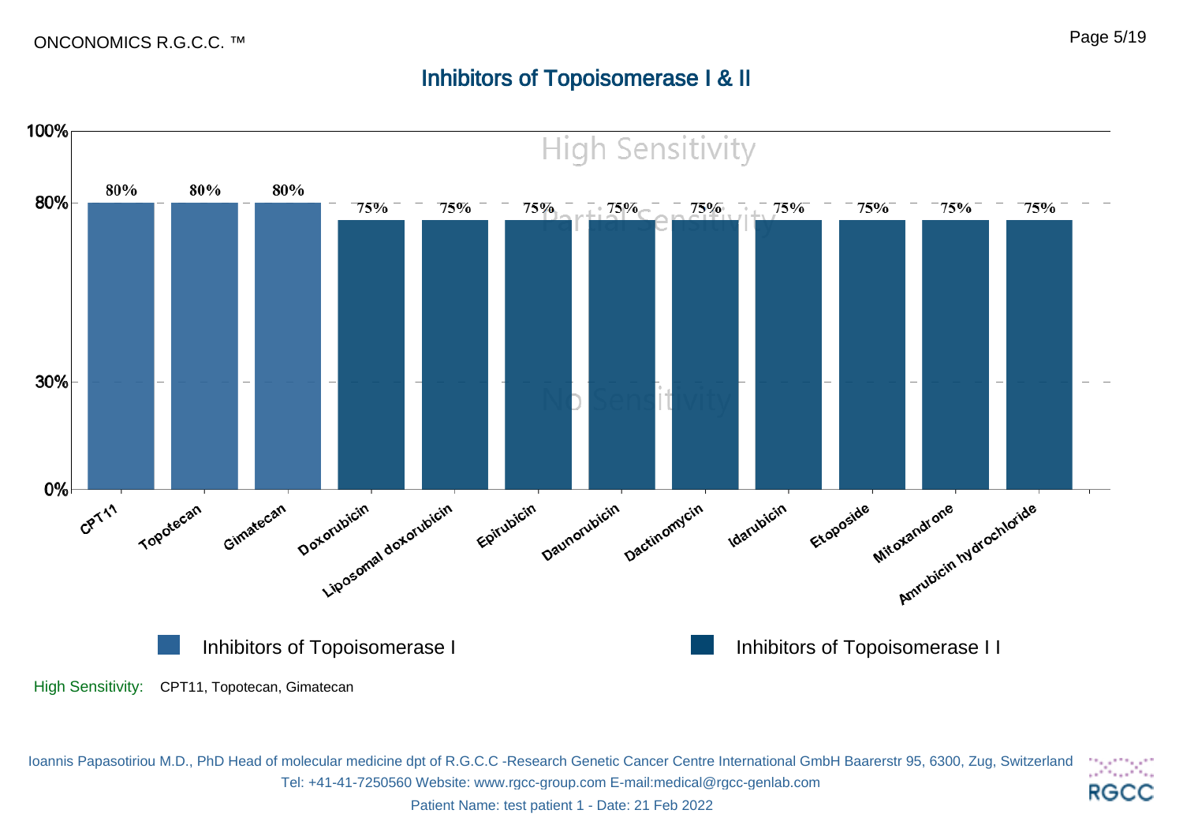## Inhibitors of Topoisomerase I & II

| Drug | Category | Sensitivity |
|---|---|---|
| CPT11 | Inhibitors of Topoisomerase I | 80% |
| Topotecan | Inhibitors of Topoisomerase I | 80% |
| Gimatecan | Inhibitors of Topoisomerase I | 80% |
| Doxorubicin | Inhibitors of Topoisomerase I I | 75% |
| Liposomal doxorubicin | Inhibitors of Topoisomerase I I | 75% |
| Epirubicin | Inhibitors of Topoisomerase I I | 75% |
| Daunorubicin | Inhibitors of Topoisomerase I I | 75% |
| Dactinomycin | Inhibitors of Topoisomerase I I | 75% |
| Idarubicin | Inhibitors of Topoisomerase I I | 75% |
| Etoposide | Inhibitors of Topoisomerase I I | 75% |
| Mitoxandrone | Inhibitors of Topoisomerase I I | 75% |
| Amrubicin hydrochloride | Inhibitors of Topoisomerase I I | 75% |

Scale: High Sensitivity (80%–100%), Partial Sensitivity (30%–80%), No Sensitivity (0%–30%)

High Sensitivity: CPT11, Topotecan, Gimatecan

Ioannis Papasotiriou M.D., PhD Head of molecular medicine dpt of R.G.C.C -Research Genetic Cancer Centre International GmbH Baarerstr 95, 6300, Zug, Switzerland
Tel: +41-41-7250560 Website: www.rgcc-group.com E-mail:medical@rgcc-genlab.com
Patient Name: test patient 1 - Date: 21 Feb 2022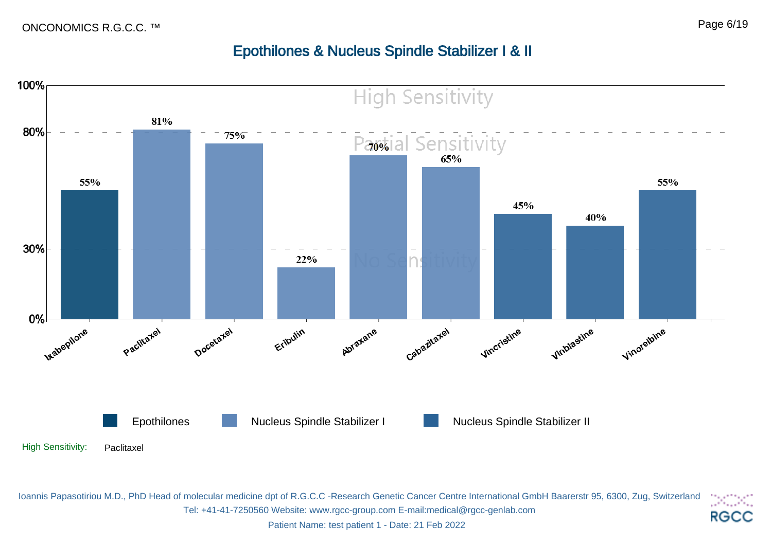## Epothilones & Nucleus Spindle Stabilizer I & II

| Drug | Group | Sensitivity |
|---|---|---|
| Ixabepilone | Epothilones | 55% |
| Paclitaxel | Nucleus Spindle Stabilizer I | 81% |
| Docetaxel | Nucleus Spindle Stabilizer I | 75% |
| Eribulin | Nucleus Spindle Stabilizer I | 22% |
| Abraxane | Nucleus Spindle Stabilizer I | 70% |
| Cabazitaxel | Nucleus Spindle Stabilizer I | 65% |
| Vincristine | Nucleus Spindle Stabilizer II | 45% |
| Vinblastine | Nucleus Spindle Stabilizer II | 40% |
| Vinorelbine | Nucleus Spindle Stabilizer II | 55% |

Thresholds: High Sensitivity (above 80%), Partial Sensitivity (30%–80%), No Sensitivity (below 30%)

High Sensitivity: Paclitaxel

Ioannis Papasotiriou M.D., PhD Head of molecular medicine dpt of R.G.C.C -Research Genetic Cancer Centre International GmbH Baarerstr 95, 6300, Zug, Switzerland
Tel: +41-41-7250560 Website: www.rgcc-group.com E-mail:medical@rgcc-genlab.com
Patient Name: test patient 1 - Date: 21 Feb 2022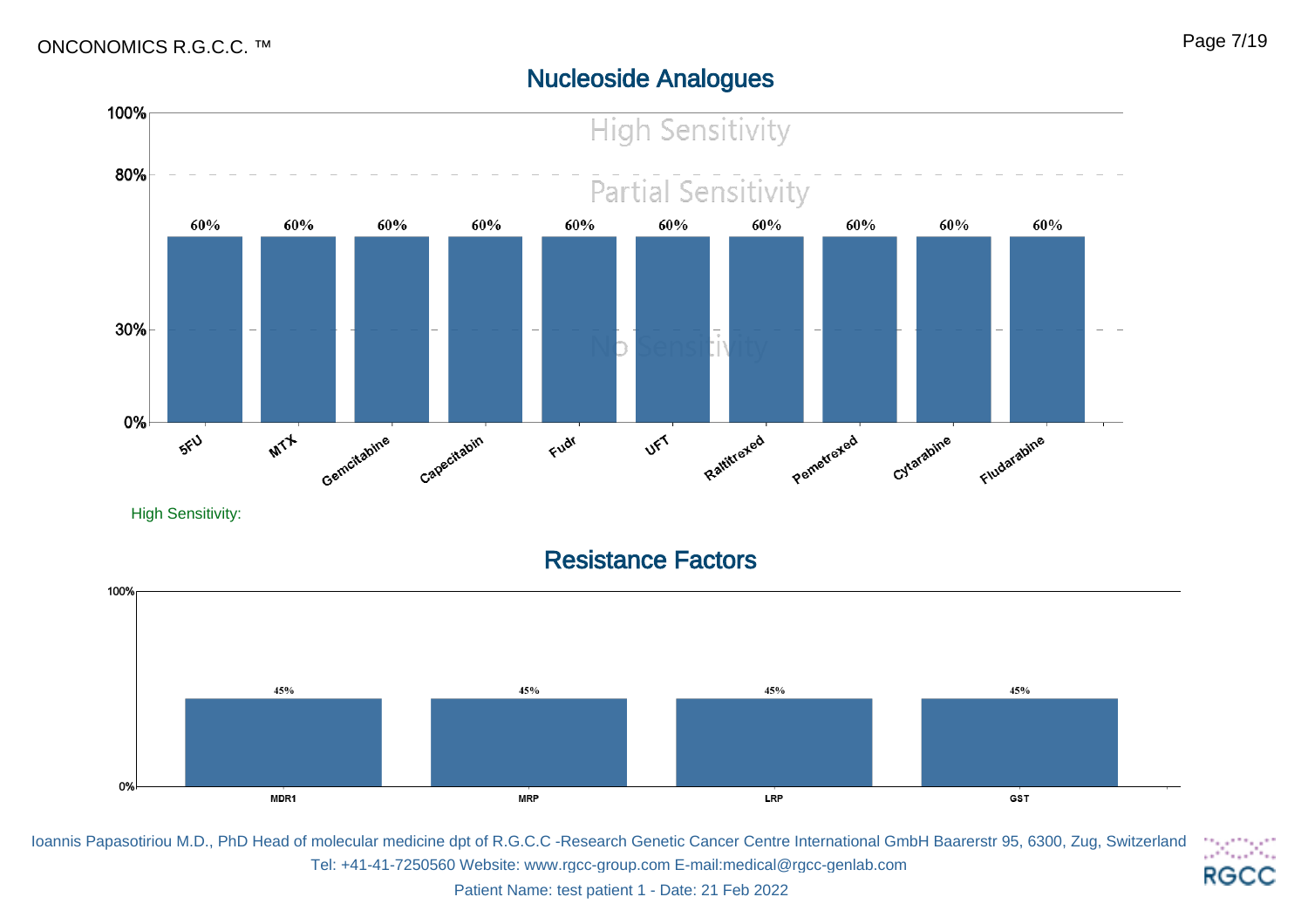## Nucleoside Analogues

| Drug | Sensitivity |
|---|---|
| 5FU | 60% |
| MTX | 60% |
| Gemcitabine | 60% |
| Capecitabin | 60% |
| Fudr | 60% |
| UFT | 60% |
| Raltitrexed | 60% |
| Pemetrexed | 60% |
| Cytarabine | 60% |
| Fludarabine | 60% |

Scale: High Sensitivity (80%–100%), Partial Sensitivity (30%–80%), No Sensitivity (0%–30%)

High Sensitivity:

## Resistance Factors

| Factor | Value |
|---|---|
| MDR1 | 45% |
| MRP | 45% |
| LRP | 45% |
| GST | 45% |

Ioannis Papasotiriou M.D., PhD Head of molecular medicine dpt of R.G.C.C -Research Genetic Cancer Centre International GmbH Baarerstr 95, 6300, Zug, Switzerland
Tel: +41-41-7250560 Website: www.rgcc-group.com E-mail:medical@rgcc-genlab.com
Patient Name: test patient 1 - Date: 21 Feb 2022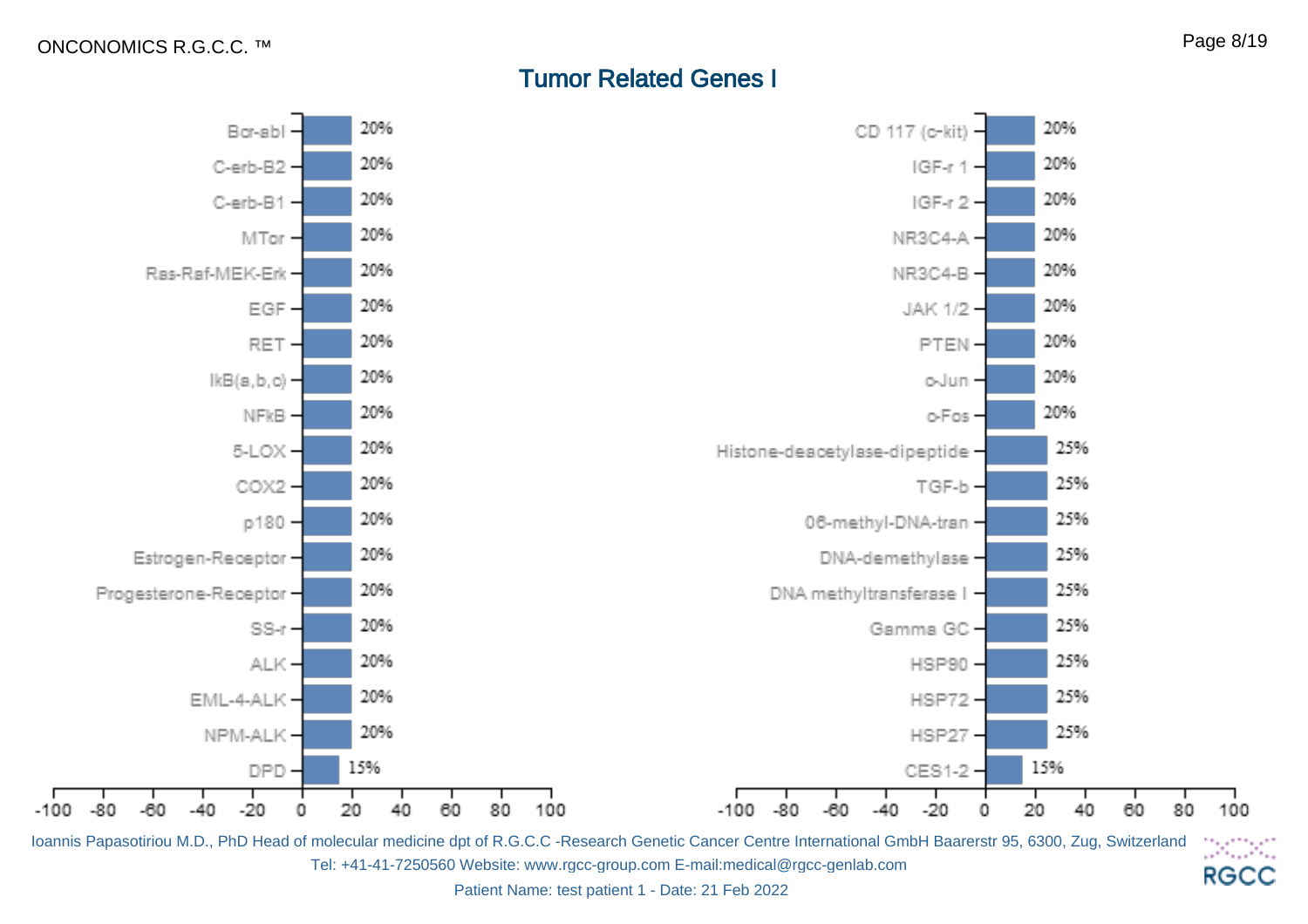## Tumor Related Genes I

| Gene | Value |
|---|---|
| Bcr-abl | 20% |
| C-erb-B2 | 20% |
| C-erb-B1 | 20% |
| MTor | 20% |
| Ras-Raf-MEK-Erk | 20% |
| EGF | 20% |
| RET | 20% |
| IkB(a,b,c) | 20% |
| NFkB | 20% |
| 5-LOX | 20% |
| COX2 | 20% |
| p180 | 20% |
| Estrogen-Receptor | 20% |
| Progesterone-Receptor | 20% |
| SS-r | 20% |
| ALK | 20% |
| EML-4-ALK | 20% |
| NPM-ALK | 20% |
| DPD | 15% |

| Gene | Value |
|---|---|
| CD 117 (c-kit) | 20% |
| IGF-r 1 | 20% |
| IGF-r 2 | 20% |
| NR3C4-A | 20% |
| NR3C4-B | 20% |
| JAK 1/2 | 20% |
| PTEN | 20% |
| c-Jun | 20% |
| c-Fos | 20% |
| Histone-deacetylase-dipeptide | 25% |
| TGF-b | 25% |
| 06-methyl-DNA-tran | 25% |
| DNA-demethylase | 25% |
| DNA methyltransferase I | 25% |
| Gamma GC | 25% |
| HSP90 | 25% |
| HSP72 | 25% |
| HSP27 | 25% |
| CES1-2 | 15% |

Ioannis Papasotiriou M.D., PhD Head of molecular medicine dpt of R.G.C.C -Research Genetic Cancer Centre International GmbH Baarerstr 95, 6300, Zug, Switzerland
Tel: +41-41-7250560 Website: www.rgcc-group.com E-mail:medical@rgcc-genlab.com

Patient Name: test patient 1 - Date: 21 Feb 2022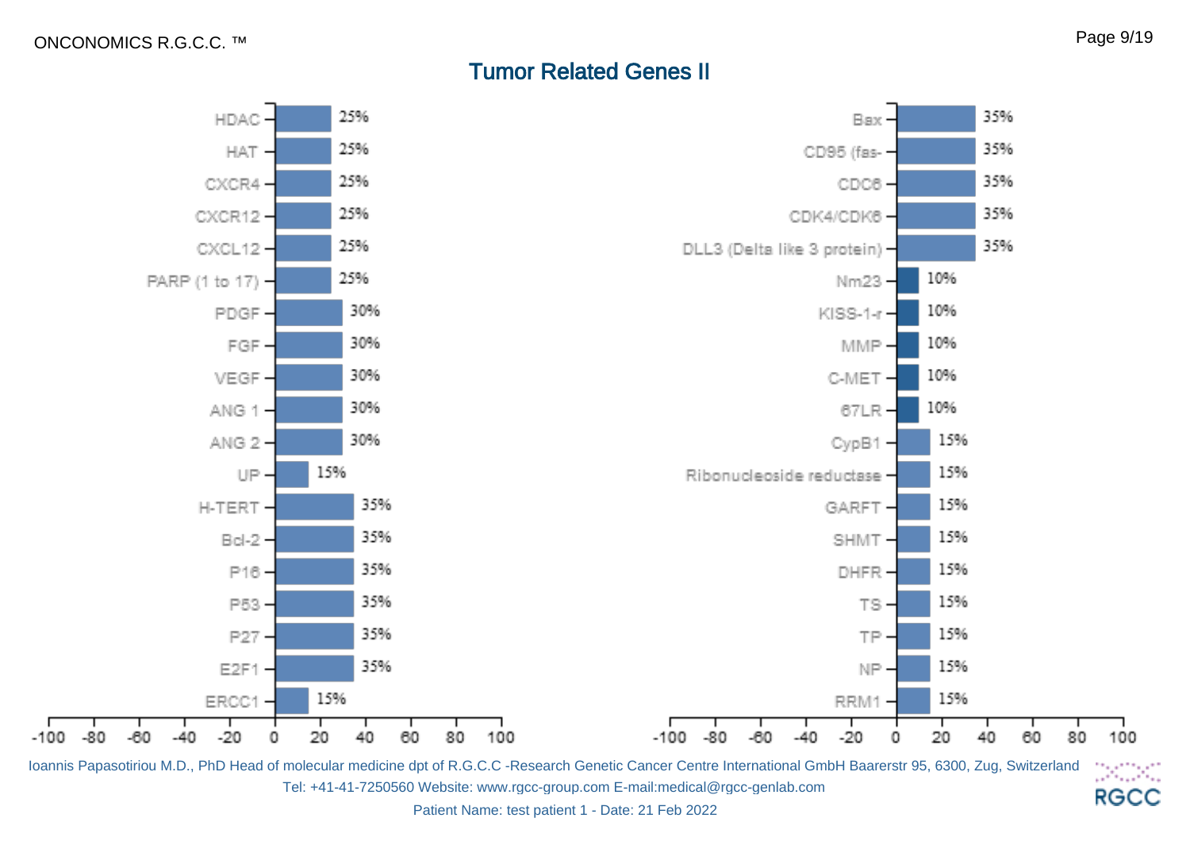# Tumor Related Genes II

| Gene | Value |
| --- | --- |
| HDAC | 25% |
| HAT | 25% |
| CXCR4 | 25% |
| CXCR12 | 25% |
| CXCL12 | 25% |
| PARP (1 to 17) | 25% |
| PDGF | 30% |
| FGF | 30% |
| VEGF | 30% |
| ANG 1 | 30% |
| ANG 2 | 30% |
| UP | 15% |
| H-TERT | 35% |
| Bcl-2 | 35% |
| P16 | 35% |
| P53 | 35% |
| P27 | 35% |
| E2F1 | 35% |
| ERCC1 | 15% |

| Gene | Value |
| --- | --- |
| Bax | 35% |
| CD95 (fas- | 35% |
| CDC6 | 35% |
| CDK4/CDK6 | 35% |
| DLL3 (Delta like 3 protein) | 35% |
| Nm23 | 10% |
| KISS-1-r | 10% |
| MMP | 10% |
| C-MET | 10% |
| 67LR | 10% |
| CypB1 | 15% |
| Ribonucleoside reductase | 15% |
| GARFT | 15% |
| SHMT | 15% |
| DHFR | 15% |
| TS | 15% |
| TP | 15% |
| NP | 15% |
| RRM1 | 15% |

Ioannis Papasotiriou M.D., PhD Head of molecular medicine dpt of R.G.C.C -Research Genetic Cancer Centre International GmbH Baarerstr 95, 6300, Zug, Switzerland
Tel: +41-41-7250560 Website: www.rgcc-group.com E-mail:medical@rgcc-genlab.com

Patient Name: test patient 1 - Date: 21 Feb 2022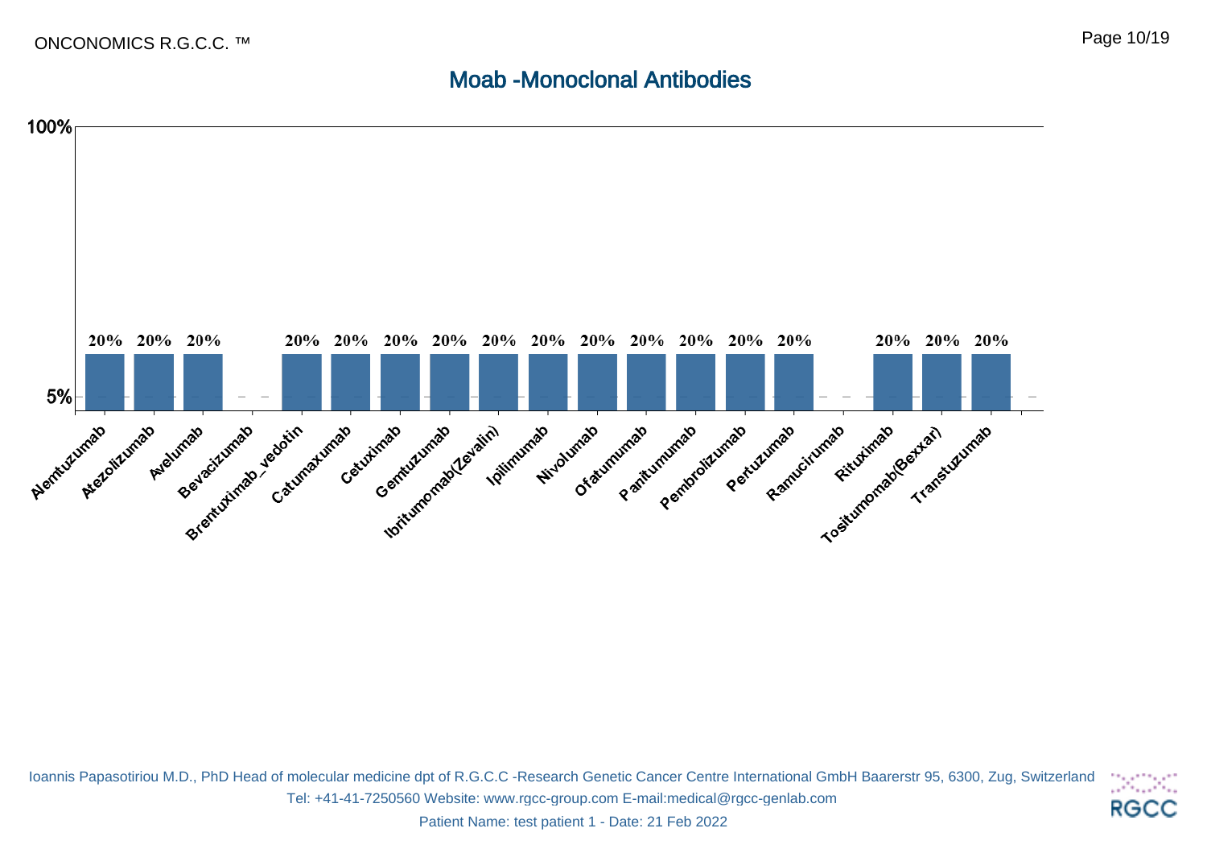# Moab -Monoclonal Antibodies

| Drug | Value |
| --- | --- |
| Alemtuzumab | 20% |
| Atezolizumab | 20% |
| Avelumab | 20% |
| Bevacizumab | |
| Brentuximab_vedotin | 20% |
| Catumaxumab | 20% |
| Cetuximab | 20% |
| Gemtuzumab | 20% |
| Ibritumomab(Zevalin) | 20% |
| Ipilimumab | 20% |
| Nivolumab | 20% |
| Ofatumumab | 20% |
| Panitumumab | 20% |
| Pembrolizumab | 20% |
| Pertuzumab | 20% |
| Ramucirumab | |
| Rituximab | 20% |
| Tositumomab(Bexxar) | 20% |
| Transtuzumab | 20% |

Ioannis Papasotiriou M.D., PhD Head of molecular medicine dpt of R.G.C.C -Research Genetic Cancer Centre International GmbH Baarerstr 95, 6300, Zug, Switzerland
Tel: +41-41-7250560 Website: www.rgcc-group.com E-mail:medical@rgcc-genlab.com
Patient Name: test patient 1 - Date: 21 Feb 2022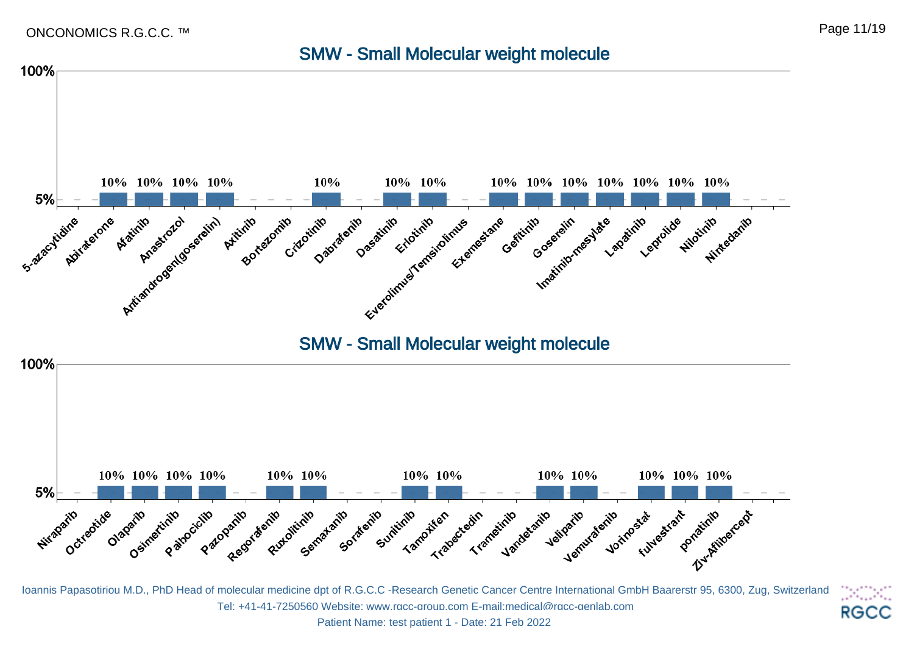## SMW - Small Molecular weight molecule

| Drug | Value |
|---|---|
| 5-azacytidine | |
| Abiraterone | 10% |
| Afatinib | 10% |
| Anastrozol | 10% |
| Antiandrogen(goserelin) | 10% |
| Axitinib | |
| Bortezomib | |
| Crizotinib | 10% |
| Dabrafenib | |
| Dasatinib | 10% |
| Erlotinib | 10% |
| Everolimus/Temsirolimus | |
| Exemestane | 10% |
| Gefitinib | 10% |
| Goserelin | 10% |
| Imatinib-mesylate | 10% |
| Lapatinib | 10% |
| Leuprolide | 10% |
| Nilotinib | 10% |
| Nintedanib | |

## SMW - Small Molecular weight molecule

| Drug | Value |
|---|---|
| Niraparib | |
| Octreotide | 10% |
| Olaparib | 10% |
| Osimertinib | 10% |
| Palbociclib | 10% |
| Pazopanib | |
| Regorafenib | 10% |
| Ruxolitinib | 10% |
| Semaxanib | |
| Sorafenib | |
| Sunitinib | 10% |
| Tamoxifen | 10% |
| Trabectedin | |
| Trametinib | |
| Vandetanib | 10% |
| Veliparib | 10% |
| Vemurafenib | |
| Vorinostat | 10% |
| fulvestrant | 10% |
| ponatinib | 10% |
| Ziv-Aflibercept | |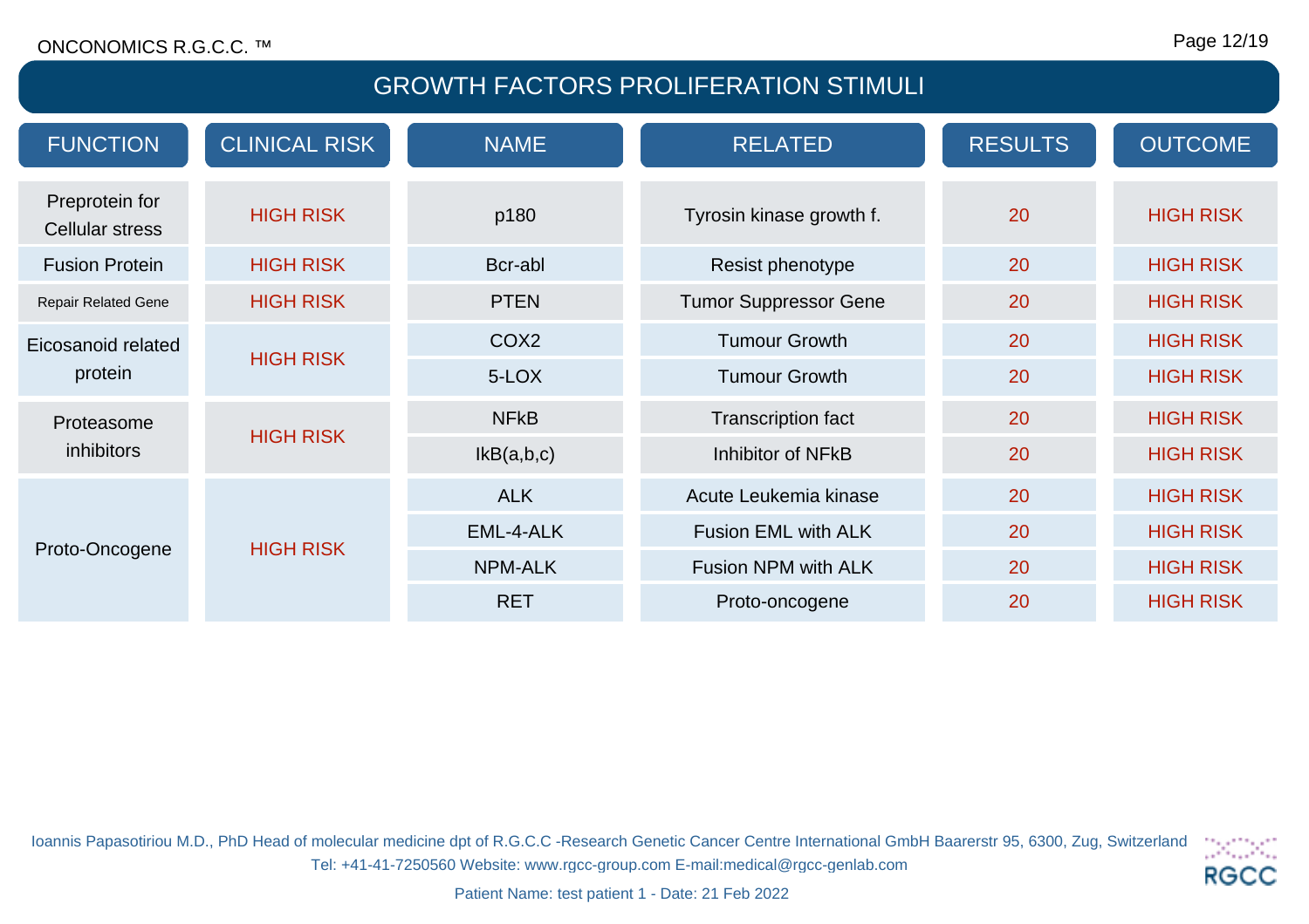# GROWTH FACTORS PROLIFERATION STIMULI

| FUNCTION | CLINICAL RISK | NAME | RELATED | RESULTS | OUTCOME |
|---|---|---|---|---|---|
| Preprotein for Cellular stress | HIGH RISK | p180 | Tyrosin kinase growth f. | 20 | HIGH RISK |
| Fusion Protein | HIGH RISK | Bcr-abl | Resist phenotype | 20 | HIGH RISK |
| Repair Related Gene | HIGH RISK | PTEN | Tumor Suppressor Gene | 20 | HIGH RISK |
| Eicosanoid related protein | HIGH RISK | COX2 | Tumour Growth | 20 | HIGH RISK |
| | | 5-LOX | Tumour Growth | 20 | HIGH RISK |
| Proteasome inhibitors | HIGH RISK | NFkB | Transcription fact | 20 | HIGH RISK |
| | | IkB(a,b,c) | Inhibitor of NFkB | 20 | HIGH RISK |
| Proto-Oncogene | HIGH RISK | ALK | Acute Leukemia kinase | 20 | HIGH RISK |
| | | EML-4-ALK | Fusion EML with ALK | 20 | HIGH RISK |
| | | NPM-ALK | Fusion NPM with ALK | 20 | HIGH RISK |
| | | RET | Proto-oncogene | 20 | HIGH RISK |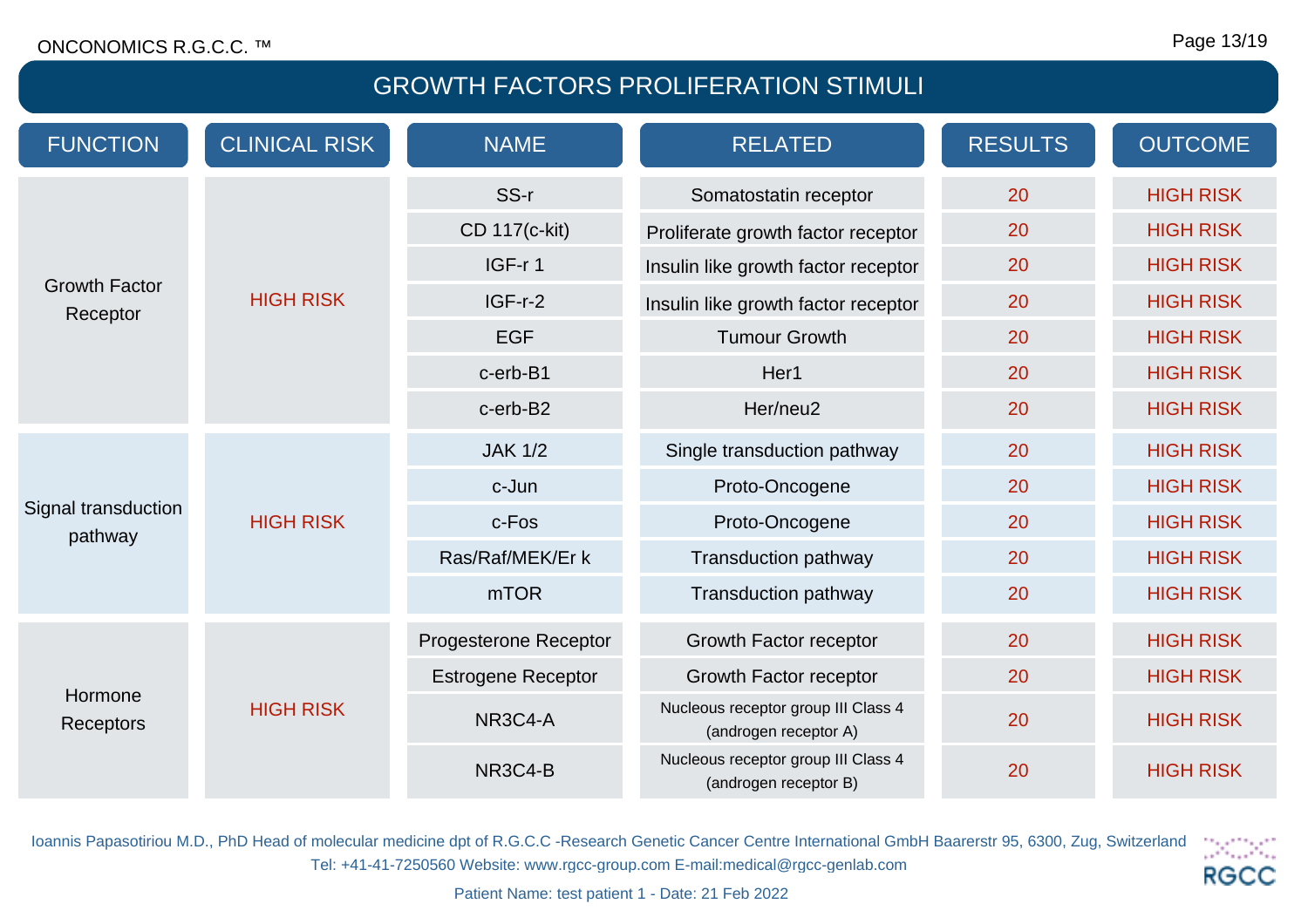# GROWTH FACTORS PROLIFERATION STIMULI

| FUNCTION | CLINICAL RISK | NAME | RELATED | RESULTS | OUTCOME |
|---|---|---|---|---|---|
| Growth Factor Receptor | HIGH RISK | SS-r | Somatostatin receptor | 20 | HIGH RISK |
| | | CD 117(c-kit) | Proliferate growth factor receptor | 20 | HIGH RISK |
| | | IGF-r 1 | Insulin like growth factor receptor | 20 | HIGH RISK |
| | | IGF-r-2 | Insulin like growth factor receptor | 20 | HIGH RISK |
| | | EGF | Tumour Growth | 20 | HIGH RISK |
| | | c-erb-B1 | Her1 | 20 | HIGH RISK |
| | | c-erb-B2 | Her/neu2 | 20 | HIGH RISK |
| Signal transduction pathway | HIGH RISK | JAK 1/2 | Single transduction pathway | 20 | HIGH RISK |
| | | c-Jun | Proto-Oncogene | 20 | HIGH RISK |
| | | c-Fos | Proto-Oncogene | 20 | HIGH RISK |
| | | Ras/Raf/MEK/Er k | Transduction pathway | 20 | HIGH RISK |
| | | mTOR | Transduction pathway | 20 | HIGH RISK |
| Hormone Receptors | HIGH RISK | Progesterone Receptor | Growth Factor receptor | 20 | HIGH RISK |
| | | Estrogene Receptor | Growth Factor receptor | 20 | HIGH RISK |
| | | NR3C4-A | Nucleous receptor group III Class 4 (androgen receptor A) | 20 | HIGH RISK |
| | | NR3C4-B | Nucleous receptor group III Class 4 (androgen receptor B) | 20 | HIGH RISK |

Ioannis Papasotiriou M.D., PhD Head of molecular medicine dpt of R.G.C.C -Research Genetic Cancer Centre International GmbH Baarerstr 95, 6300, Zug, Switzerland
Tel: +41-41-7250560 Website: www.rgcc-group.com E-mail:medical@rgcc-genlab.com

Patient Name: test patient 1 - Date: 21 Feb 2022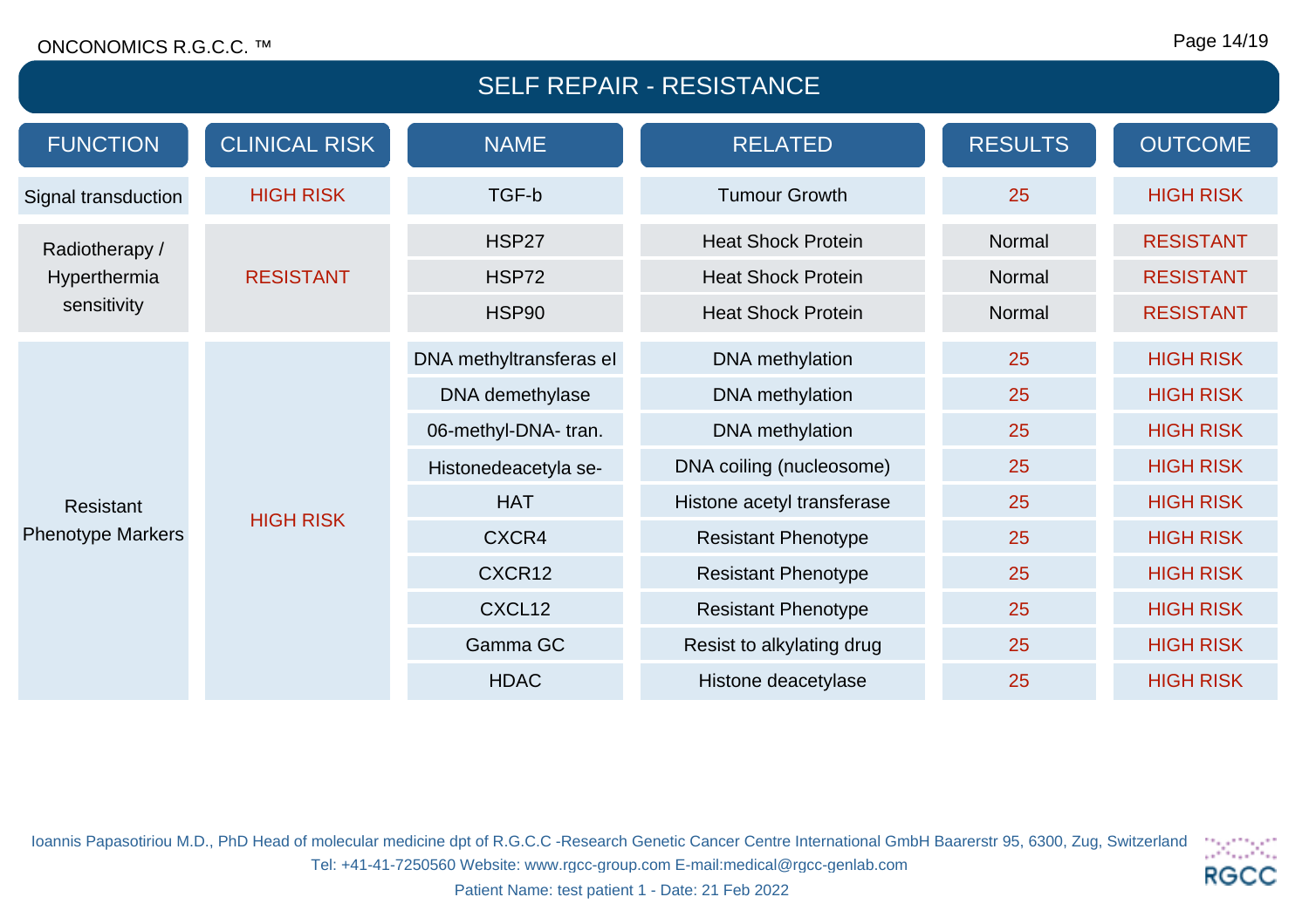# SELF REPAIR - RESISTANCE

| FUNCTION | CLINICAL RISK | NAME | RELATED | RESULTS | OUTCOME |
|---|---|---|---|---|---|
| Signal transduction | HIGH RISK | TGF-b | Tumour Growth | 25 | HIGH RISK |
| Radiotherapy / Hyperthermia sensitivity | RESISTANT | HSP27 | Heat Shock Protein | Normal | RESISTANT |
| | | HSP72 | Heat Shock Protein | Normal | RESISTANT |
| | | HSP90 | Heat Shock Protein | Normal | RESISTANT |
| Resistant Phenotype Markers | HIGH RISK | DNA methyltransferas el | DNA methylation | 25 | HIGH RISK |
| | | DNA demethylase | DNA methylation | 25 | HIGH RISK |
| | | 06-methyl-DNA- tran. | DNA methylation | 25 | HIGH RISK |
| | | Histonedeacetyla se- | DNA coiling (nucleosome) | 25 | HIGH RISK |
| | | HAT | Histone acetyl transferase | 25 | HIGH RISK |
| | | CXCR4 | Resistant Phenotype | 25 | HIGH RISK |
| | | CXCR12 | Resistant Phenotype | 25 | HIGH RISK |
| | | CXCL12 | Resistant Phenotype | 25 | HIGH RISK |
| | | Gamma GC | Resist to alkylating drug | 25 | HIGH RISK |
| | | HDAC | Histone deacetylase | 25 | HIGH RISK |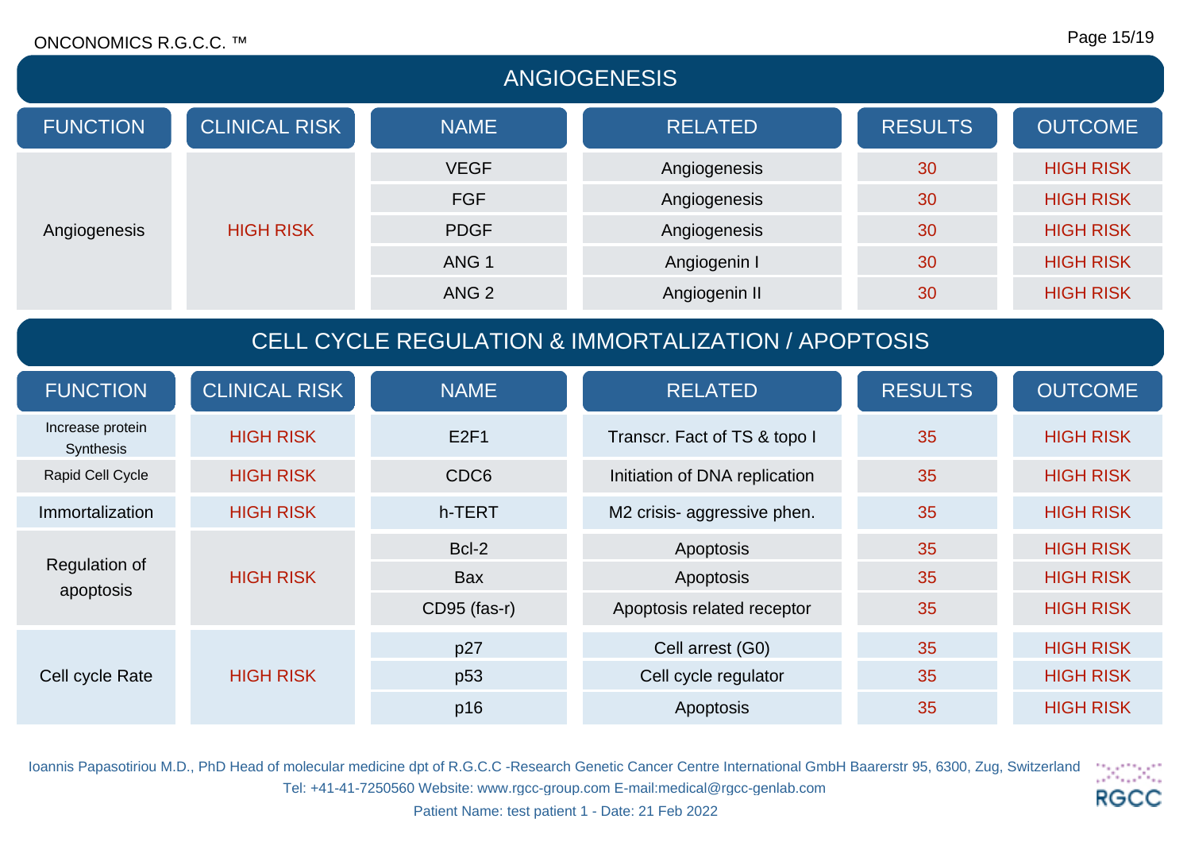## ANGIOGENESIS

| FUNCTION | CLINICAL RISK | NAME | RELATED | RESULTS | OUTCOME |
|---|---|---|---|---|---|
| Angiogenesis | HIGH RISK | VEGF | Angiogenesis | 30 | HIGH RISK |
| | | FGF | Angiogenesis | 30 | HIGH RISK |
| | | PDGF | Angiogenesis | 30 | HIGH RISK |
| | | ANG 1 | Angiogenin I | 30 | HIGH RISK |
| | | ANG 2 | Angiogenin II | 30 | HIGH RISK |

## CELL CYCLE REGULATION & IMMORTALIZATION / APOPTOSIS

| FUNCTION | CLINICAL RISK | NAME | RELATED | RESULTS | OUTCOME |
|---|---|---|---|---|---|
| Increase protein Synthesis | HIGH RISK | E2F1 | Transcr. Fact of TS & topo I | 35 | HIGH RISK |
| Rapid Cell Cycle | HIGH RISK | CDC6 | Initiation of DNA replication | 35 | HIGH RISK |
| Immortalization | HIGH RISK | h-TERT | M2 crisis- aggressive phen. | 35 | HIGH RISK |
| Regulation of apoptosis | HIGH RISK | Bcl-2 | Apoptosis | 35 | HIGH RISK |
| | | Bax | Apoptosis | 35 | HIGH RISK |
| | | CD95 (fas-r) | Apoptosis related receptor | 35 | HIGH RISK |
| Cell cycle Rate | HIGH RISK | p27 | Cell arrest (G0) | 35 | HIGH RISK |
| | | p53 | Cell cycle regulator | 35 | HIGH RISK |
| | | p16 | Apoptosis | 35 | HIGH RISK |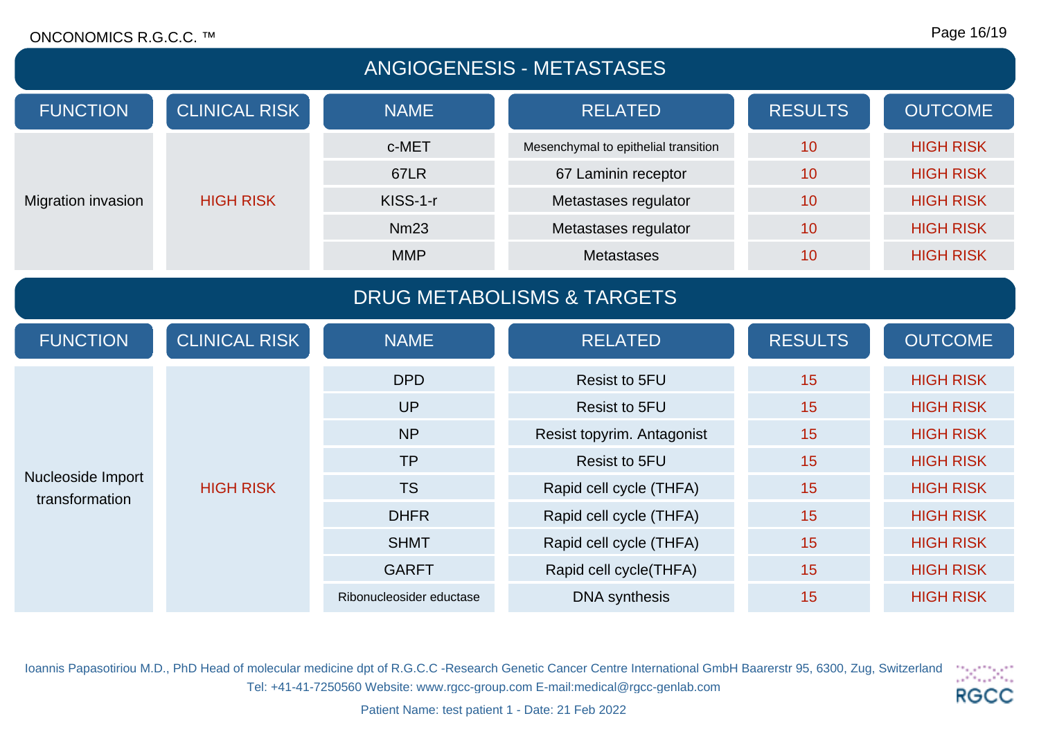## ANGIOGENESIS - METASTASES

| FUNCTION | CLINICAL RISK | NAME | RELATED | RESULTS | OUTCOME |
|---|---|---|---|---|---|
| Migration invasion | HIGH RISK | c-MET | Mesenchymal to epithelial transition | 10 | HIGH RISK |
| | | 67LR | 67 Laminin receptor | 10 | HIGH RISK |
| | | KISS-1-r | Metastases regulator | 10 | HIGH RISK |
| | | Nm23 | Metastases regulator | 10 | HIGH RISK |
| | | MMP | Metastases | 10 | HIGH RISK |

## DRUG METABOLISMS & TARGETS

| FUNCTION | CLINICAL RISK | NAME | RELATED | RESULTS | OUTCOME |
|---|---|---|---|---|---|
| Nucleoside Import transformation | HIGH RISK | DPD | Resist to 5FU | 15 | HIGH RISK |
| | | UP | Resist to 5FU | 15 | HIGH RISK |
| | | NP | Resist topyrim. Antagonist | 15 | HIGH RISK |
| | | TP | Resist to 5FU | 15 | HIGH RISK |
| | | TS | Rapid cell cycle (THFA) | 15 | HIGH RISK |
| | | DHFR | Rapid cell cycle (THFA) | 15 | HIGH RISK |
| | | SHMT | Rapid cell cycle (THFA) | 15 | HIGH RISK |
| | | GARFT | Rapid cell cycle(THFA) | 15 | HIGH RISK |
| | | Ribonucleosider eductase | DNA synthesis | 15 | HIGH RISK |

Ioannis Papasotiriou M.D., PhD Head of molecular medicine dpt of R.G.C.C -Research Genetic Cancer Centre International GmbH Baarerstr 95, 6300, Zug, Switzerland
Tel: +41-41-7250560 Website: www.rgcc-group.com E-mail:medical@rgcc-genlab.com

Patient Name: test patient 1 - Date: 21 Feb 2022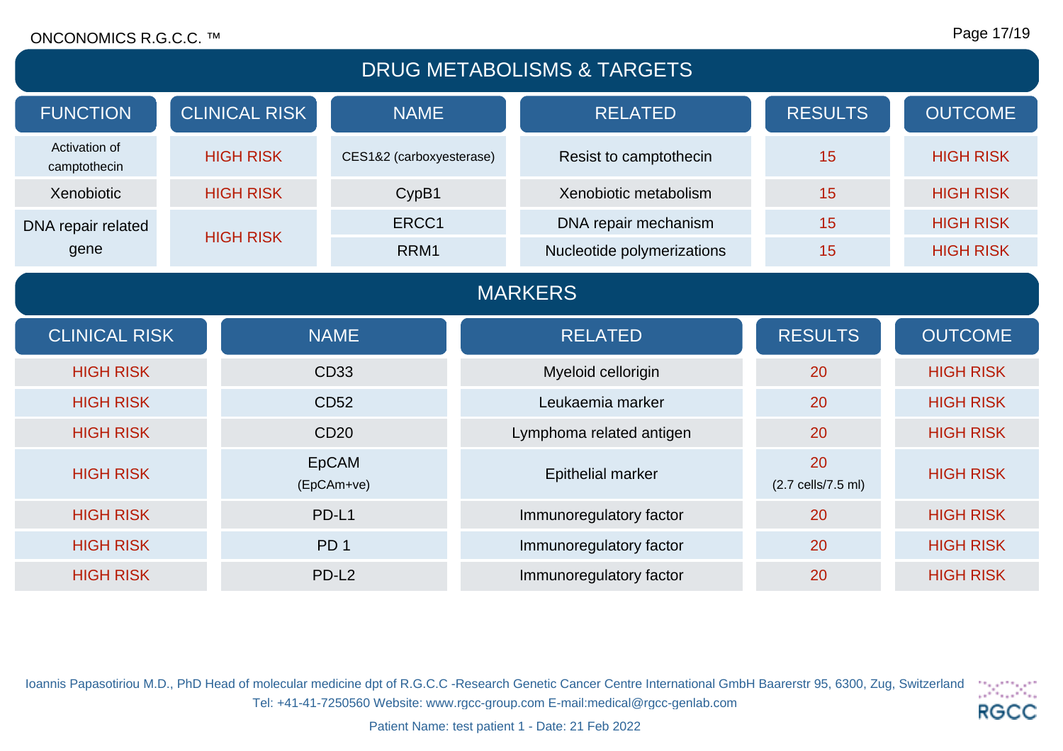## DRUG METABOLISMS & TARGETS

| FUNCTION | CLINICAL RISK | NAME | RELATED | RESULTS | OUTCOME |
|---|---|---|---|---|---|
| Activation of camptothecin | HIGH RISK | CES1&2 (carboxyesterase) | Resist to camptothecin | 15 | HIGH RISK |
| Xenobiotic | HIGH RISK | CypB1 | Xenobiotic metabolism | 15 | HIGH RISK |
| DNA repair related gene | HIGH RISK | ERCC1 | DNA repair mechanism | 15 | HIGH RISK |
| | | RRM1 | Nucleotide polymerizations | 15 | HIGH RISK |

## MARKERS

| CLINICAL RISK | NAME | RELATED | RESULTS | OUTCOME |
|---|---|---|---|---|
| HIGH RISK | CD33 | Myeloid cellorigin | 20 | HIGH RISK |
| HIGH RISK | CD52 | Leukaemia marker | 20 | HIGH RISK |
| HIGH RISK | CD20 | Lymphoma related antigen | 20 | HIGH RISK |
| HIGH RISK | EpCAM (EpCAm+ve) | Epithelial marker | 20 (2.7 cells/7.5 ml) | HIGH RISK |
| HIGH RISK | PD-L1 | Immunoregulatory factor | 20 | HIGH RISK |
| HIGH RISK | PD 1 | Immunoregulatory factor | 20 | HIGH RISK |
| HIGH RISK | PD-L2 | Immunoregulatory factor | 20 | HIGH RISK |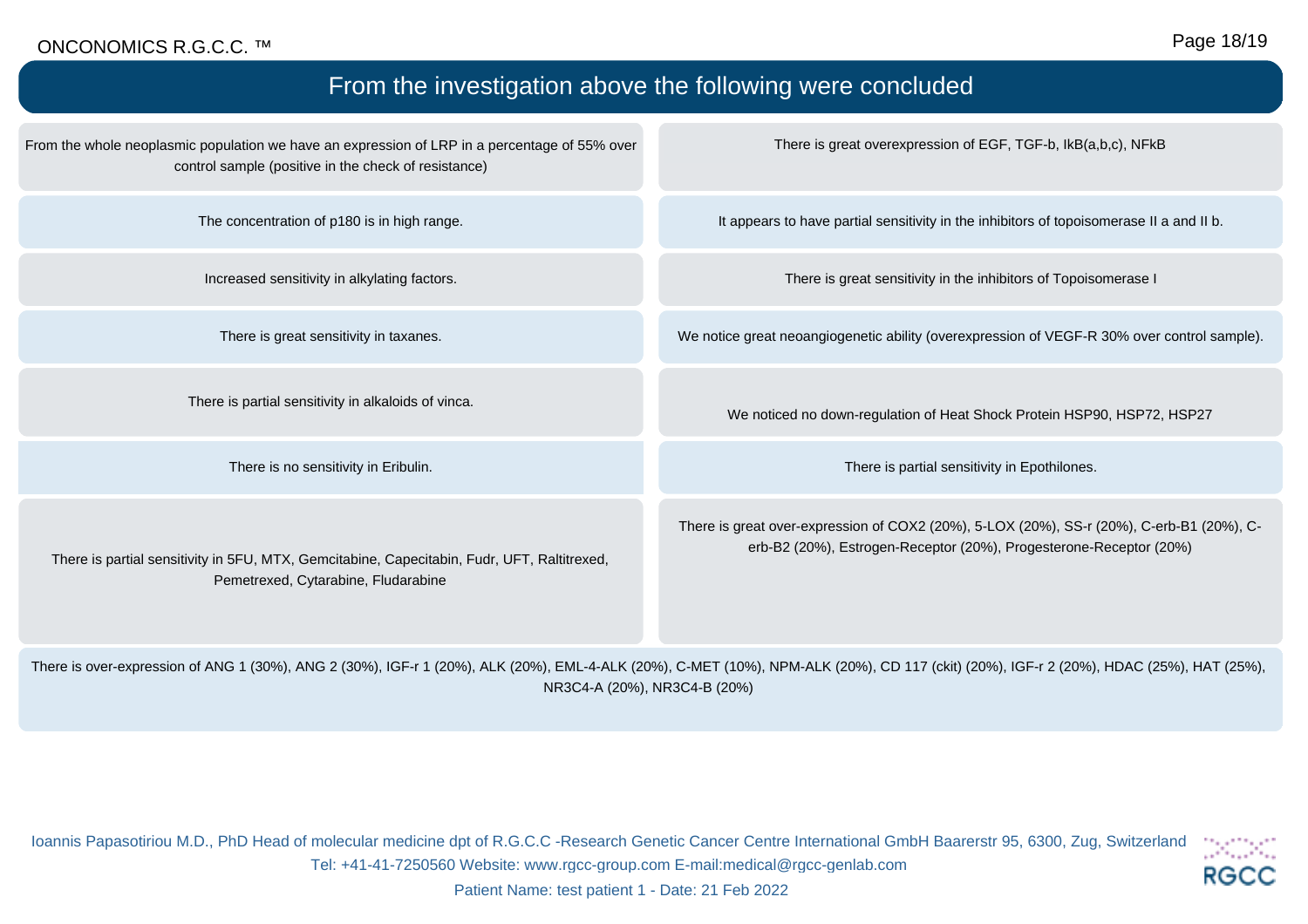## From the investigation above the following were concluded

From the whole neoplasmic population we have an expression of LRP in a percentage of 55% over control sample (positive in the check of resistance)

There is great overexpression of EGF, TGF-b, IkB(a,b,c), NFkB

The concentration of p180 is in high range.

It appears to have partial sensitivity in the inhibitors of topoisomerase II a and II b.

Increased sensitivity in alkylating factors.

There is great sensitivity in the inhibitors of Topoisomerase I

There is great sensitivity in taxanes.

We notice great neoangiogenetic ability (overexpression of VEGF-R 30% over control sample).

There is partial sensitivity in alkaloids of vinca.

We noticed no down-regulation of Heat Shock Protein HSP90, HSP72, HSP27

There is no sensitivity in Eribulin.

There is partial sensitivity in Epothilones.

There is partial sensitivity in 5FU, MTX, Gemcitabine, Capecitabin, Fudr, UFT, Raltitrexed, Pemetrexed, Cytarabine, Fludarabine

There is great over-expression of COX2 (20%), 5-LOX (20%), SS-r (20%), C-erb-B1 (20%), C-erb-B2 (20%), Estrogen-Receptor (20%), Progesterone-Receptor (20%)

There is over-expression of ANG 1 (30%), ANG 2 (30%), IGF-r 1 (20%), ALK (20%), EML-4-ALK (20%), C-MET (10%), NPM-ALK (20%), CD 117 (ckit) (20%), IGF-r 2 (20%), HDAC (25%), HAT (25%), NR3C4-A (20%), NR3C4-B (20%)

Ioannis Papasotiriou M.D., PhD Head of molecular medicine dpt of R.G.C.C -Research Genetic Cancer Centre International GmbH Baarerstr 95, 6300, Zug, Switzerland
Tel: +41-41-7250560 Website: www.rgcc-group.com E-mail:medical@rgcc-genlab.com
Patient Name: test patient 1 - Date: 21 Feb 2022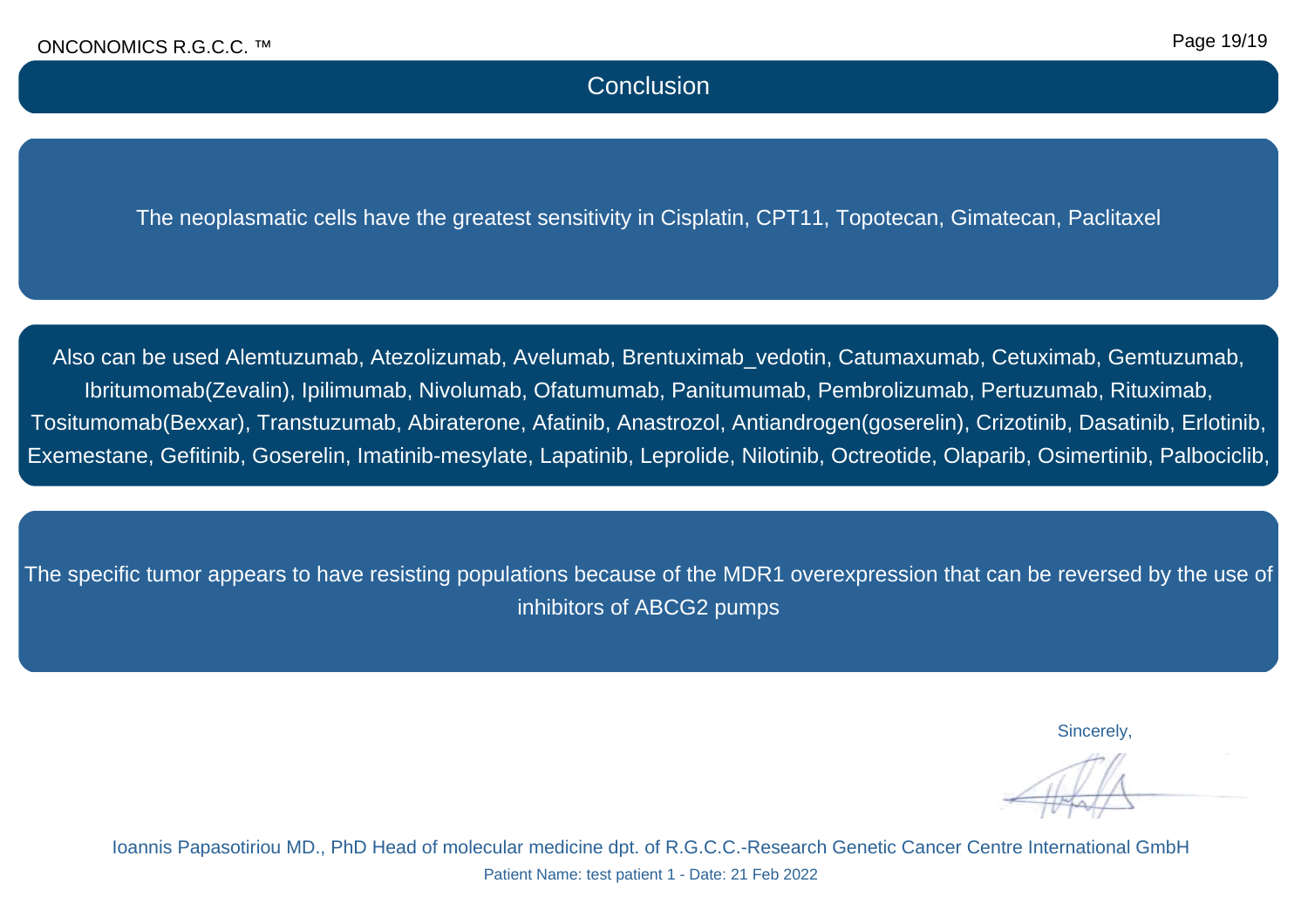## Conclusion

The neoplasmatic cells have the greatest sensitivity in Cisplatin, CPT11, Topotecan, Gimatecan, Paclitaxel

Also can be used Alemtuzumab, Atezolizumab, Avelumab, Brentuximab_vedotin, Catumaxumab, Cetuximab, Gemtuzumab, Ibritumomab(Zevalin), Ipilimumab, Nivolumab, Ofatumumab, Panitumumab, Pembrolizumab, Pertuzumab, Rituximab, Tositumomab(Bexxar), Transtuzumab, Abiraterone, Afatinib, Anastrozol, Antiandrogen(goserelin), Crizotinib, Dasatinib, Erlotinib, Exemestane, Gefitinib, Goserelin, Imatinib-mesylate, Lapatinib, Leprolide, Nilotinib, Octreotide, Olaparib, Osimertinib, Palbociclib,

The specific tumor appears to have resisting populations because of the MDR1 overexpression that can be reversed by the use of inhibitors of ABCG2 pumps

Sincerely,

Ioannis Papasotiriou MD., PhD Head of molecular medicine dpt. of R.G.C.C.-Research Genetic Cancer Centre International GmbH

Patient Name: test patient 1 - Date: 21 Feb 2022